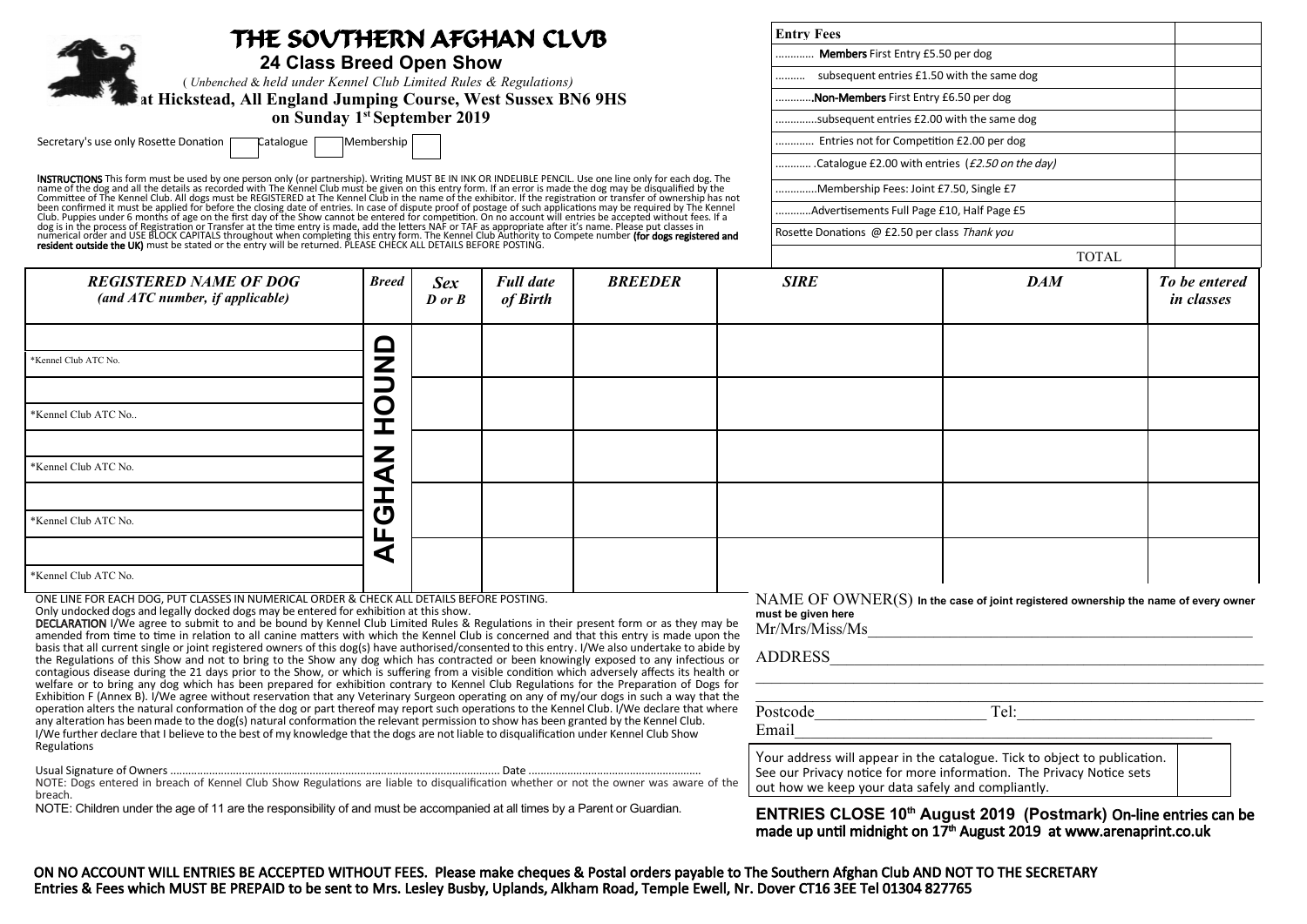# THE SOUTHERN AFGHAN CLUB

## 24 Class Breed Open Show

*( Unbenched & held under Kennel Club Limited Rules & Regulations)*

**at Hickstead, All England Jumping Course, West Sussex BN6 9HS**

**on Sunday 1st September 2019**

Secretary's use only Rosette Donation [ ] Catalogue [ ] Membership [ ]

**INSTRUCTIONS** This form must be used by one person only (or partnership). Writing MUST BE IN INK OR INDELIBLE PENCIL. Use one line only for each dog. The name of the dog and all the details as recorded with The Kennel Club must be given on this entry form. If an error is made the dog may be disqualified by the Committee of The Kennel Club. All dogs must be REGISTERED at The Kennel Club in the name of the exhibitor. If the registration or transfer of ownership has not been confirmed it must be applied for before the closing date of entries. In case of dispute proof of postage of such applications may be required by The Kennel Club. Puppies under 6 months of age on the first day of the Show cannot be entered for competition. On no account will entries be accepted without fees. If a dog is in the process of Registration or Transfer at the time entry is made, add the letters NAF or TAF as appropriate after it's name. Please put classes in numerical order and USE BLOCK CAPITALS throughout when completing this entry form. The Kennel Club Authority to Compete number **(for dogs registered and resident outside the UK)** must be stated or the entry will be returned. PLEASE CHECK ALL DETAILS BEFORE POSTING.

| **Entry Fees** | |
|---|---|
| ............ **Members** First Entry £5.50 per dog | |
| ......... subsequent entries £1.50 with the same dog | |
| ............**Non-Members** First Entry £6.50 per dog | |
| ..............subsequent entries £2.00 with the same dog | |
| ............ Entries not for Competition £2.00 per dog | |
| ............ .Catalogue £2.00 with entries (*£2.50 on the day*) | |
| .............Membership Fees: Joint £7.50, Single £7 | |
| ...........Advertisements Full Page £10, Half Page £5 | |
| Rosette Donations @ £2.50 per class *Thank you* | |
| TOTAL | |

| *REGISTERED NAME OF DOG (and ATC number, if applicable)* | *Breed* | *Sex D or B* | *Full date of Birth* | *BREEDER* | *SIRE* | *DAM* | *To be entered in classes* |
|---|---|---|---|---|---|---|---|
| *Kennel Club ATC No. | AFGHAN HOUND | | | | | | |
| *Kennel Club ATC No.. | AFGHAN HOUND | | | | | | |
| *Kennel Club ATC No. | AFGHAN HOUND | | | | | | |
| *Kennel Club ATC No. | AFGHAN HOUND | | | | | | |
| *Kennel Club ATC No. | AFGHAN HOUND | | | | | | |

ONE LINE FOR EACH DOG, PUT CLASSES IN NUMERICAL ORDER & CHECK ALL DETAILS BEFORE POSTING.

Only undocked dogs and legally docked dogs may be entered for exhibition at this show.

**DECLARATION** I/We agree to submit to and be bound by Kennel Club Limited Rules & Regulations in their present form or as they may be amended from time to time in relation to all canine matters with which the Kennel Club is concerned and that this entry is made upon the basis that all current single or joint registered owners of this dog(s) have authorised/consented to this entry. I/We also undertake to abide by the Regulations of this Show and not to bring to the Show any dog which has contracted or been knowingly exposed to any infectious or contagious disease during the 21 days prior to the Show, or which is suffering from a visible condition which adversely affects its health or welfare or to bring any dog which has been prepared for exhibition contrary to Kennel Club Regulations for the Preparation of Dogs for Exhibition F (Annex B). I/We agree without reservation that any Veterinary Surgeon operating on any of my/our dogs in such a way that the operation alters the natural conformation of the dog or part thereof may report such operations to the Kennel Club. I/We declare that where any alteration has been made to the dog(s) natural conformation the relevant permission to show has been granted by the Kennel Club. I/We further declare that I believe to the best of my knowledge that the dogs are not liable to disqualification under Kennel Club Show Regulations

Usual Signature of Owners ................................................................................................................ Date ..........................................................

NOTE: Dogs entered in breach of Kennel Club Show Regulations are liable to disqualification whether or not the owner was aware of the breach.

NOTE: Children under the age of 11 are the responsibility of and must be accompanied at all times by a Parent or Guardian.

NAME OF OWNER(S) **In the case of joint registered ownership the name of every owner must be given here**

Mr/Mrs/Miss/Ms_______________________________________________

ADDRESS_______________________________________________

_______________________________________________

_______________________________________________

Postcode____________________ Tel:____________________________

Email_______________________________________________

Your address will appear in the catalogue. Tick to object to publication. See our Privacy notice for more information. The Privacy Notice sets out how we keep your data safely and compliantly. [ ]

**ENTRIES CLOSE 10th August 2019 (Postmark) On-line entries can be made up until midnight on 17th August 2019 at www.arenaprint.co.uk**

**ON NO ACCOUNT WILL ENTRIES BE ACCEPTED WITHOUT FEES. Please make cheques & Postal orders payable to The Southern Afghan Club AND NOT TO THE SECRETARY**

**Entries & Fees which MUST BE PREPAID to be sent to Mrs. Lesley Busby, Uplands, Alkham Road, Temple Ewell, Nr. Dover CT16 3EE Tel 01304 827765**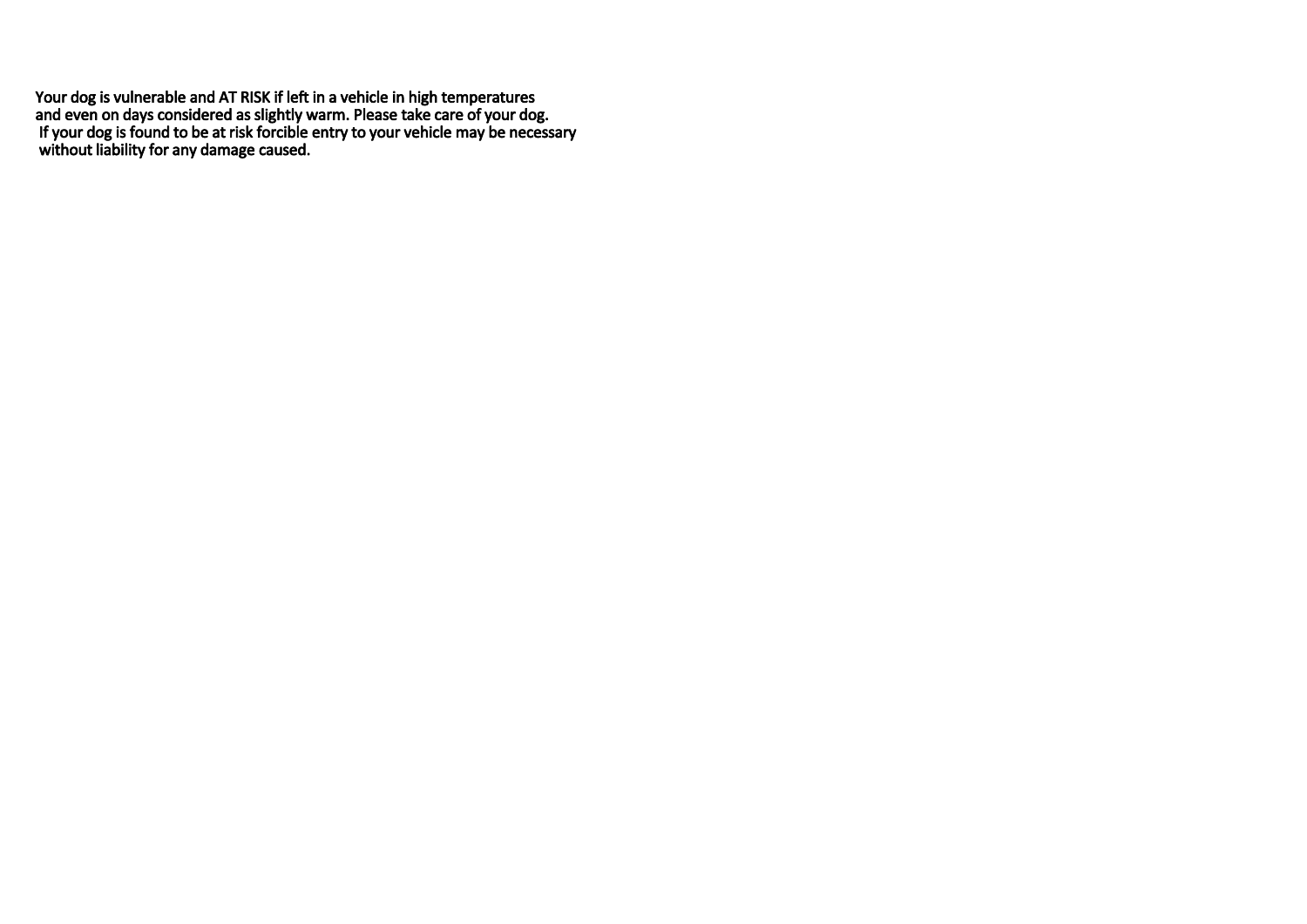**Your dog is vulnerable and AT RISK if left in a vehicle in high temperatures and even on days considered as slightly warm. Please take care of your dog. If your dog is found to be at risk forcible entry to your vehicle may be necessary without liability for any damage caused.**